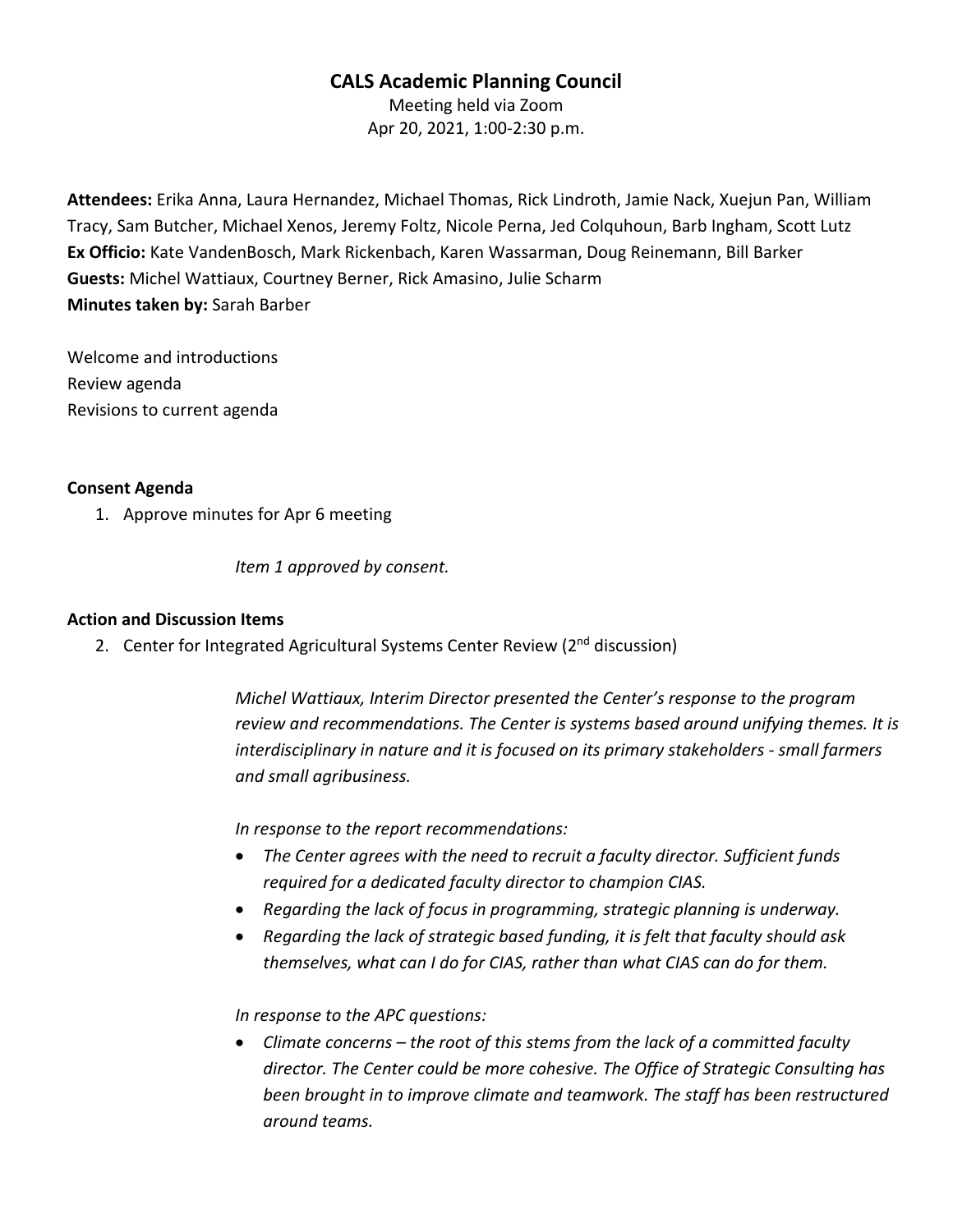# CALS Academic Planning Council

Meeting held via Zoom
Apr 20, 2021, 1:00-2:30 p.m.

**Attendees:** Erika Anna, Laura Hernandez, Michael Thomas, Rick Lindroth, Jamie Nack, Xuejun Pan, William Tracy, Sam Butcher, Michael Xenos, Jeremy Foltz, Nicole Perna, Jed Colquhoun, Barb Ingham, Scott Lutz
**Ex Officio:** Kate VandenBosch, Mark Rickenbach, Karen Wassarman, Doug Reinemann, Bill Barker
**Guests:** Michel Wattiaux, Courtney Berner, Rick Amasino, Julie Scharm
**Minutes taken by:** Sarah Barber

Welcome and introductions
Review agenda
Revisions to current agenda

**Consent Agenda**

1. Approve minutes for Apr 6 meeting

*Item 1 approved by consent.*

**Action and Discussion Items**

2. Center for Integrated Agricultural Systems Center Review (2nd discussion)

*Michel Wattiaux, Interim Director presented the Center's response to the program review and recommendations. The Center is systems based around unifying themes. It is interdisciplinary in nature and it is focused on its primary stakeholders - small farmers and small agribusiness.*

*In response to the report recommendations:*

- *The Center agrees with the need to recruit a faculty director. Sufficient funds required for a dedicated faculty director to champion CIAS.*
- *Regarding the lack of focus in programming, strategic planning is underway.*
- *Regarding the lack of strategic based funding, it is felt that faculty should ask themselves, what can I do for CIAS, rather than what CIAS can do for them.*

*In response to the APC questions:*

- *Climate concerns – the root of this stems from the lack of a committed faculty director. The Center could be more cohesive. The Office of Strategic Consulting has been brought in to improve climate and teamwork. The staff has been restructured around teams.*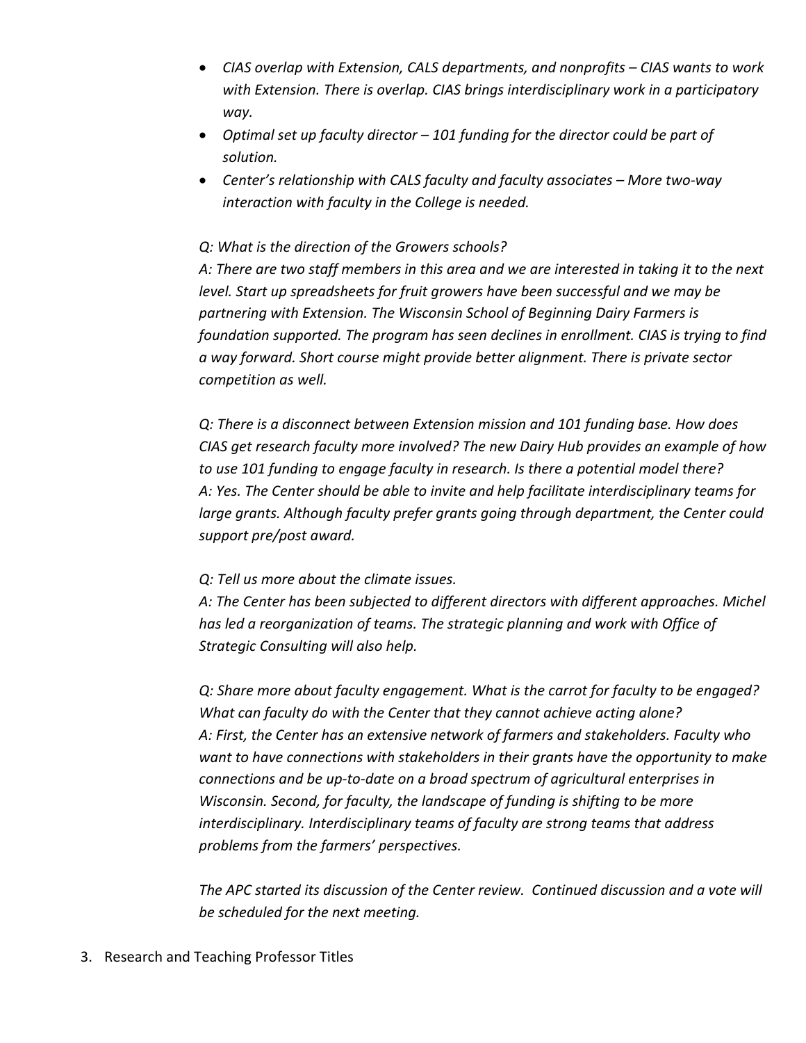- *CIAS overlap with Extension, CALS departments, and nonprofits – CIAS wants to work with Extension. There is overlap. CIAS brings interdisciplinary work in a participatory way.*
- *Optimal set up faculty director – 101 funding for the director could be part of solution.*
- *Center's relationship with CALS faculty and faculty associates – More two-way interaction with faculty in the College is needed.*

*Q: What is the direction of the Growers schools?*
*A: There are two staff members in this area and we are interested in taking it to the next level. Start up spreadsheets for fruit growers have been successful and we may be partnering with Extension. The Wisconsin School of Beginning Dairy Farmers is foundation supported. The program has seen declines in enrollment. CIAS is trying to find a way forward. Short course might provide better alignment. There is private sector competition as well.*

*Q: There is a disconnect between Extension mission and 101 funding base. How does CIAS get research faculty more involved? The new Dairy Hub provides an example of how to use 101 funding to engage faculty in research. Is there a potential model there?*
*A: Yes. The Center should be able to invite and help facilitate interdisciplinary teams for large grants. Although faculty prefer grants going through department, the Center could support pre/post award.*

*Q: Tell us more about the climate issues.*
*A: The Center has been subjected to different directors with different approaches. Michel has led a reorganization of teams. The strategic planning and work with Office of Strategic Consulting will also help.*

*Q: Share more about faculty engagement. What is the carrot for faculty to be engaged? What can faculty do with the Center that they cannot achieve acting alone?*
*A: First, the Center has an extensive network of farmers and stakeholders. Faculty who want to have connections with stakeholders in their grants have the opportunity to make connections and be up-to-date on a broad spectrum of agricultural enterprises in Wisconsin. Second, for faculty, the landscape of funding is shifting to be more interdisciplinary. Interdisciplinary teams of faculty are strong teams that address problems from the farmers' perspectives.*

*The APC started its discussion of the Center review. Continued discussion and a vote will be scheduled for the next meeting.*

3. Research and Teaching Professor Titles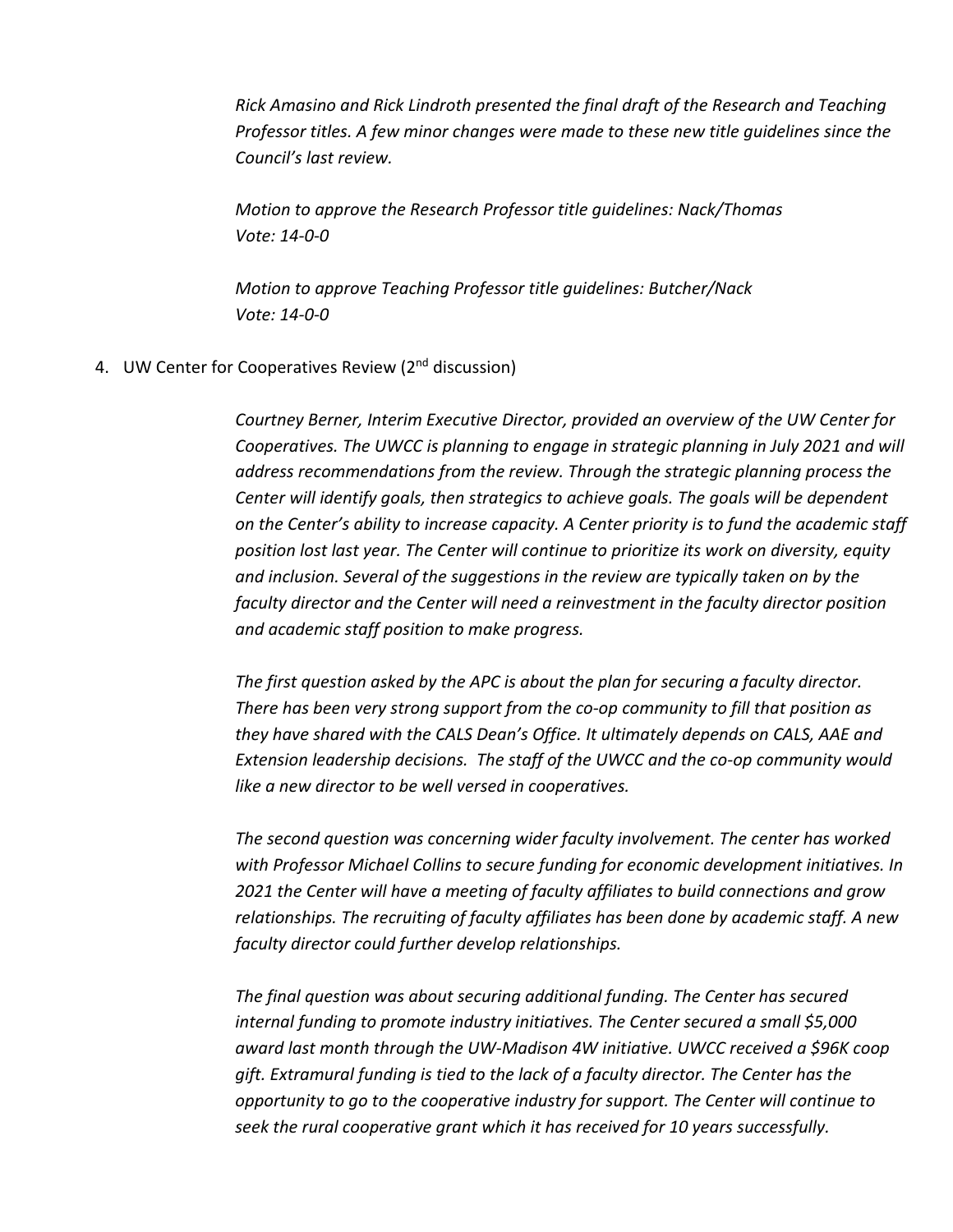*Rick Amasino and Rick Lindroth presented the final draft of the Research and Teaching Professor titles. A few minor changes were made to these new title guidelines since the Council's last review.*

*Motion to approve the Research Professor title guidelines: Nack/Thomas*
*Vote: 14-0-0*

*Motion to approve Teaching Professor title guidelines: Butcher/Nack*
*Vote: 14-0-0*

4. UW Center for Cooperatives Review (2nd discussion)

*Courtney Berner, Interim Executive Director, provided an overview of the UW Center for Cooperatives. The UWCC is planning to engage in strategic planning in July 2021 and will address recommendations from the review. Through the strategic planning process the Center will identify goals, then strategics to achieve goals. The goals will be dependent on the Center's ability to increase capacity. A Center priority is to fund the academic staff position lost last year. The Center will continue to prioritize its work on diversity, equity and inclusion. Several of the suggestions in the review are typically taken on by the faculty director and the Center will need a reinvestment in the faculty director position and academic staff position to make progress.*

*The first question asked by the APC is about the plan for securing a faculty director. There has been very strong support from the co-op community to fill that position as they have shared with the CALS Dean's Office. It ultimately depends on CALS, AAE and Extension leadership decisions. The staff of the UWCC and the co-op community would like a new director to be well versed in cooperatives.*

*The second question was concerning wider faculty involvement. The center has worked with Professor Michael Collins to secure funding for economic development initiatives. In 2021 the Center will have a meeting of faculty affiliates to build connections and grow relationships. The recruiting of faculty affiliates has been done by academic staff. A new faculty director could further develop relationships.*

*The final question was about securing additional funding. The Center has secured internal funding to promote industry initiatives. The Center secured a small $5,000 award last month through the UW-Madison 4W initiative. UWCC received a $96K coop gift. Extramural funding is tied to the lack of a faculty director. The Center has the opportunity to go to the cooperative industry for support. The Center will continue to seek the rural cooperative grant which it has received for 10 years successfully.*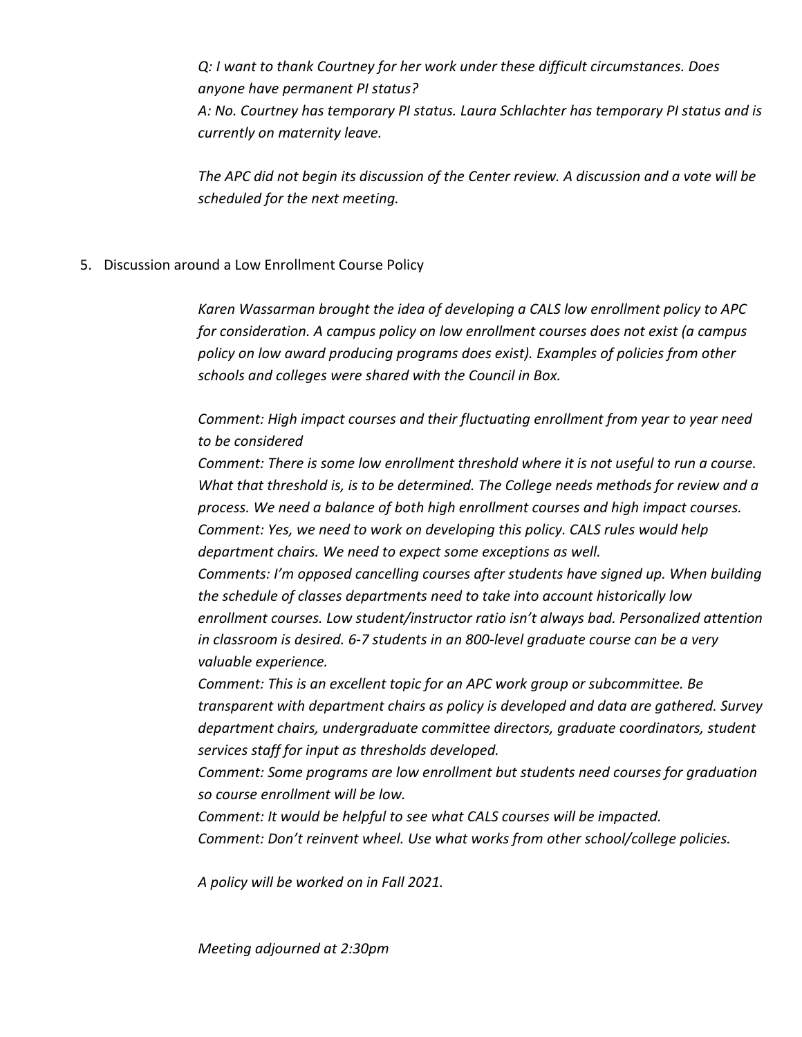*Q: I want to thank Courtney for her work under these difficult circumstances. Does anyone have permanent PI status?*
*A: No. Courtney has temporary PI status. Laura Schlachter has temporary PI status and is currently on maternity leave.*

*The APC did not begin its discussion of the Center review. A discussion and a vote will be scheduled for the next meeting.*

5. Discussion around a Low Enrollment Course Policy

*Karen Wassarman brought the idea of developing a CALS low enrollment policy to APC for consideration. A campus policy on low enrollment courses does not exist (a campus policy on low award producing programs does exist). Examples of policies from other schools and colleges were shared with the Council in Box.*

*Comment: High impact courses and their fluctuating enrollment from year to year need to be considered*
*Comment: There is some low enrollment threshold where it is not useful to run a course. What that threshold is, is to be determined. The College needs methods for review and a process. We need a balance of both high enrollment courses and high impact courses.*
*Comment: Yes, we need to work on developing this policy. CALS rules would help department chairs. We need to expect some exceptions as well.*
*Comments: I'm opposed cancelling courses after students have signed up. When building the schedule of classes departments need to take into account historically low enrollment courses. Low student/instructor ratio isn't always bad. Personalized attention in classroom is desired. 6-7 students in an 800-level graduate course can be a very valuable experience.*
*Comment: This is an excellent topic for an APC work group or subcommittee. Be transparent with department chairs as policy is developed and data are gathered. Survey department chairs, undergraduate committee directors, graduate coordinators, student services staff for input as thresholds developed.*
*Comment: Some programs are low enrollment but students need courses for graduation so course enrollment will be low.*
*Comment: It would be helpful to see what CALS courses will be impacted.*
*Comment: Don't reinvent wheel. Use what works from other school/college policies.*

*A policy will be worked on in Fall 2021.*

*Meeting adjourned at 2:30pm*